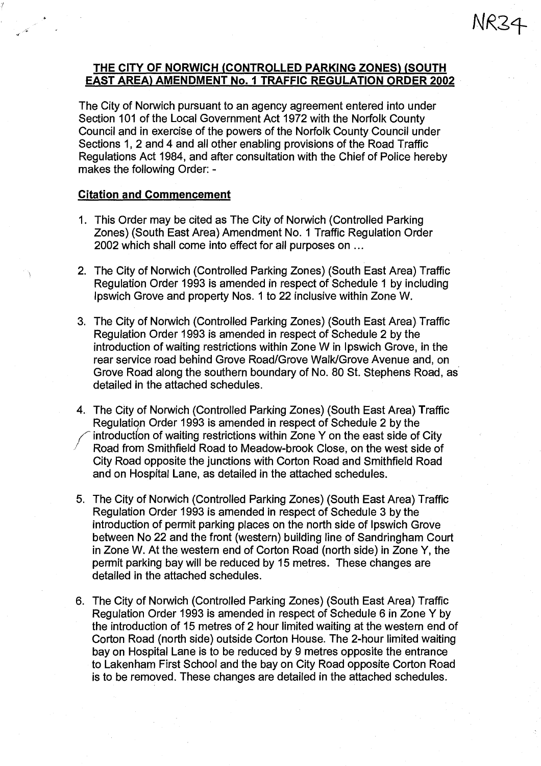NR34

## THE CITY OF NORWICH (CONTROLLED PARKING ZONES) (SOUTH EAST AREA) AMENDMENT No. 1 TRAFFIC REGULATION ORDER 2002

The City of Norwich pursuant to an agency agreement entered into under Section 101 of the Local Government Act 1972 with the Norfolk County Council and in exercise of the powers of the Norfolk County Council under Sections 1, 2 and 4 and all other enabling provisions of the Road Traffic Regulations Act 1984, and after consultation with the Chief of Police hereby makes the following Order: -

### Citation and Commencement

1. This Order may be cited as The City of Norwich (Controlled Parking Zones) (South East Area) Amendment No. 1 Traffic Regulation Order 2002 which shall come into effect for all purposes on ...

2. The City of Norwich (Controlled Parking Zones) (South East Area) Traffic Regulation Order 1993 is amended in respect of Schedule 1 by including Ipswich Grove and property Nos. 1 to 22 inclusive within Zone W.

3. The City of Norwich (Controlled Parking Zones) (South East Area) Traffic Regulation Order 1993 is amended in respect of Schedule 2 by the introduction of waiting restrictions within Zone W in Ipswich Grove, in the rear service road behind Grove Road/Grove Walk/Grove Avenue and, on Grove Road along the southern boundary of No. 80 St. Stephens Road, as detailed in the attached schedules.

4. The City of Norwich (Controlled Parking Zones) (South East Area) Traffic Regulation Order 1993 is amended in respect of Schedule 2 by the introduction of waiting restrictions within Zone Y on the east side of City Road from Smithfield Road to Meadow-brook Close, on the west side of City Road opposite the junctions with Corton Road and Smithfield Road and on Hospital Lane, as detailed in the attached schedules.

5. The City of Norwich (Controlled Parking Zones) (South East Area) Traffic Regulation Order 1993 is amended in respect of Schedule 3 by the introduction of permit parking places on the north side of Ipswich Grove between No 22 and the front (western) building line of Sandringham Court in Zone W. At the western end of Corton Road (north side) in Zone Y, the permit parking bay will be reduced by 15 metres. These changes are detailed in the attached schedules.

6. The City of Norwich (Controlled Parking Zones) (South East Area) Traffic Regulation Order 1993 is amended in respect of Schedule 6 in Zone Y by the introduction of 15 metres of 2 hour limited waiting at the western end of Corton Road (north side) outside Corton House. The 2-hour limited waiting bay on Hospital Lane is to be reduced by 9 metres opposite the entrance to Lakenham First School and the bay on City Road opposite Corton Road is to be removed. These changes are detailed in the attached schedules.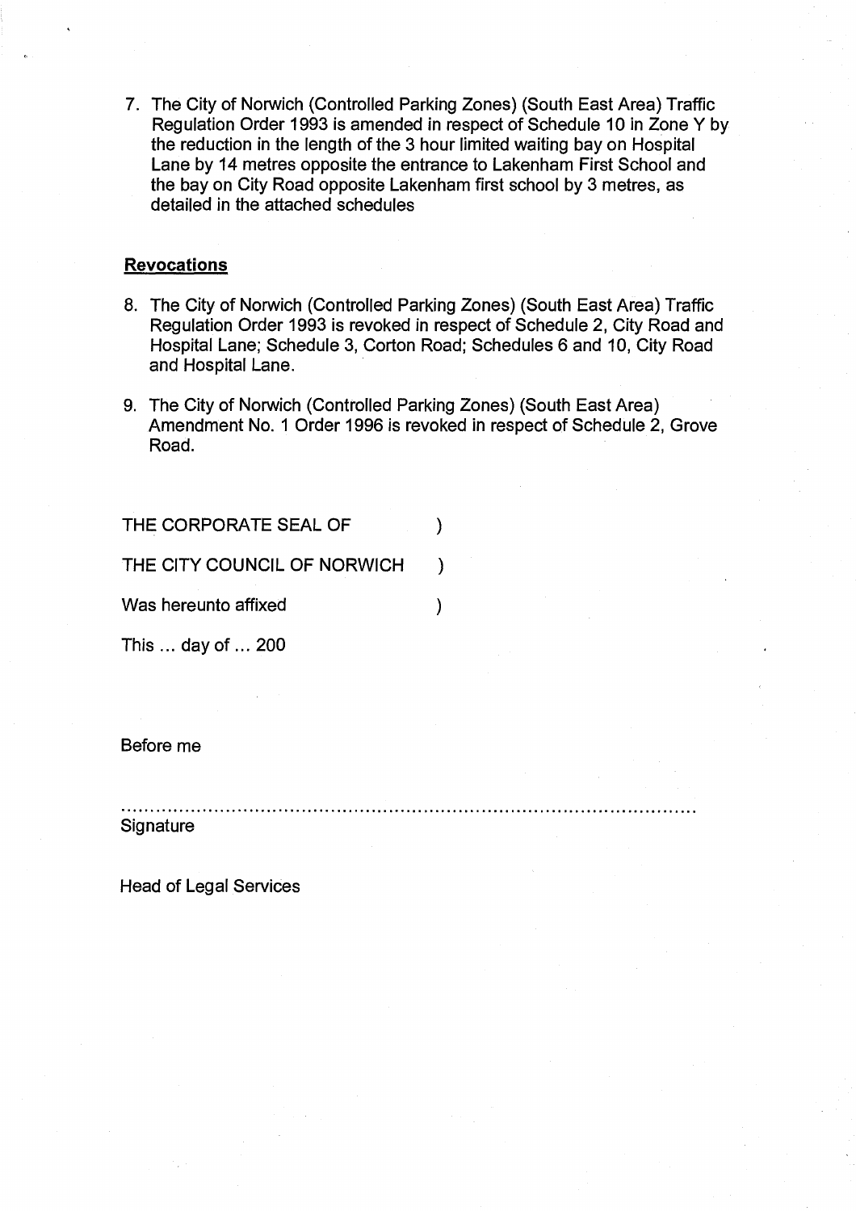7. The City of Norwich (Controlled Parking Zones) (South East Area) Traffic Regulation Order 1993 is amended in respect of Schedule 10 in Zone Y by the reduction in the length of the 3 hour limited waiting bay on Hospital Lane by 14 metres opposite the entrance to Lakenham First School and the bay on City Road opposite Lakenham first school by 3 metres, as detailed in the attached schedules

## Revocations

8. The City of Norwich (Controlled Parking Zones) (South East Area) Traffic Regulation Order 1993 is revoked in respect of Schedule 2, City Road and Hospital Lane; Schedule 3, Corton Road; Schedules 6 and 10, City Road and Hospital Lane.

9. The City of Norwich (Controlled Parking Zones) (South East Area) Amendment No. 1 Order 1996 is revoked in respect of Schedule 2, Grove Road.

THE CORPORATE SEAL OF )

THE CITY COUNCIL OF NORWICH )

Was hereunto affixed )

This ... day of ... 200

Before me

..............................................................................................

Signature

Head of Legal Services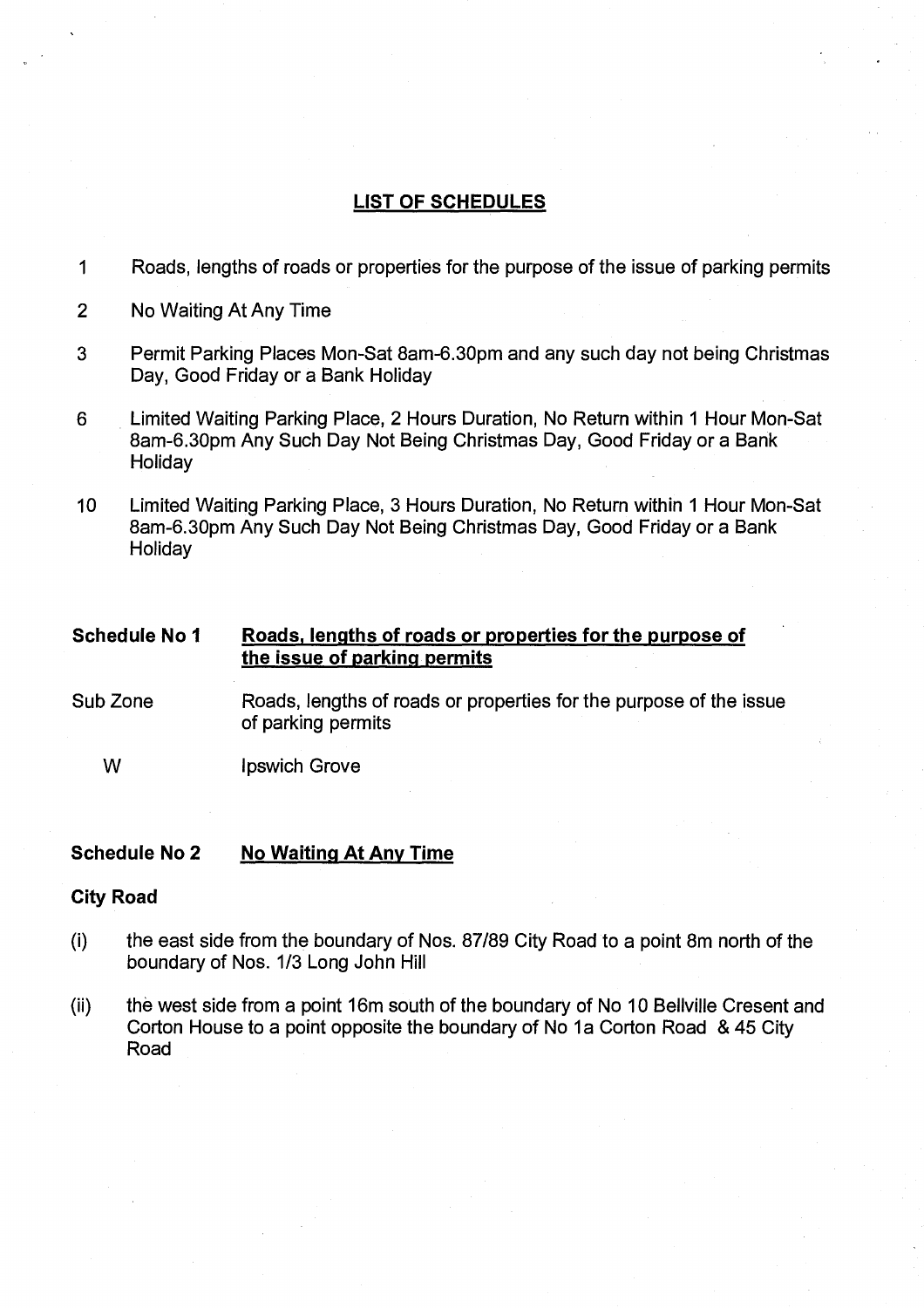## LIST OF SCHEDULES

1 Roads, lengths of roads or properties for the purpose of the issue of parking permits

2 No Waiting At Any Time

3 Permit Parking Places Mon-Sat 8am-6.30pm and any such day not being Christmas Day, Good Friday or a Bank Holiday

6 Limited Waiting Parking Place, 2 Hours Duration, No Return within 1 Hour Mon-Sat 8am-6.30pm Any Such Day Not Being Christmas Day, Good Friday or a Bank Holiday

10 Limited Waiting Parking Place, 3 Hours Duration, No Return within 1 Hour Mon-Sat 8am-6.30pm Any Such Day Not Being Christmas Day, Good Friday or a Bank Holiday

### Schedule No 1 Roads, lengths of roads or properties for the purpose of the issue of parking permits

| Sub Zone | Roads, lengths of roads or properties for the purpose of the issue of parking permits |
|---|---|
| W | Ipswich Grove |

### Schedule No 2 No Waiting At Any Time

**City Road**

(i) the east side from the boundary of Nos. 87/89 City Road to a point 8m north of the boundary of Nos. 1/3 Long John Hill

(ii) the west side from a point 16m south of the boundary of No 10 Bellville Cresent and Corton House to a point opposite the boundary of No 1a Corton Road & 45 City Road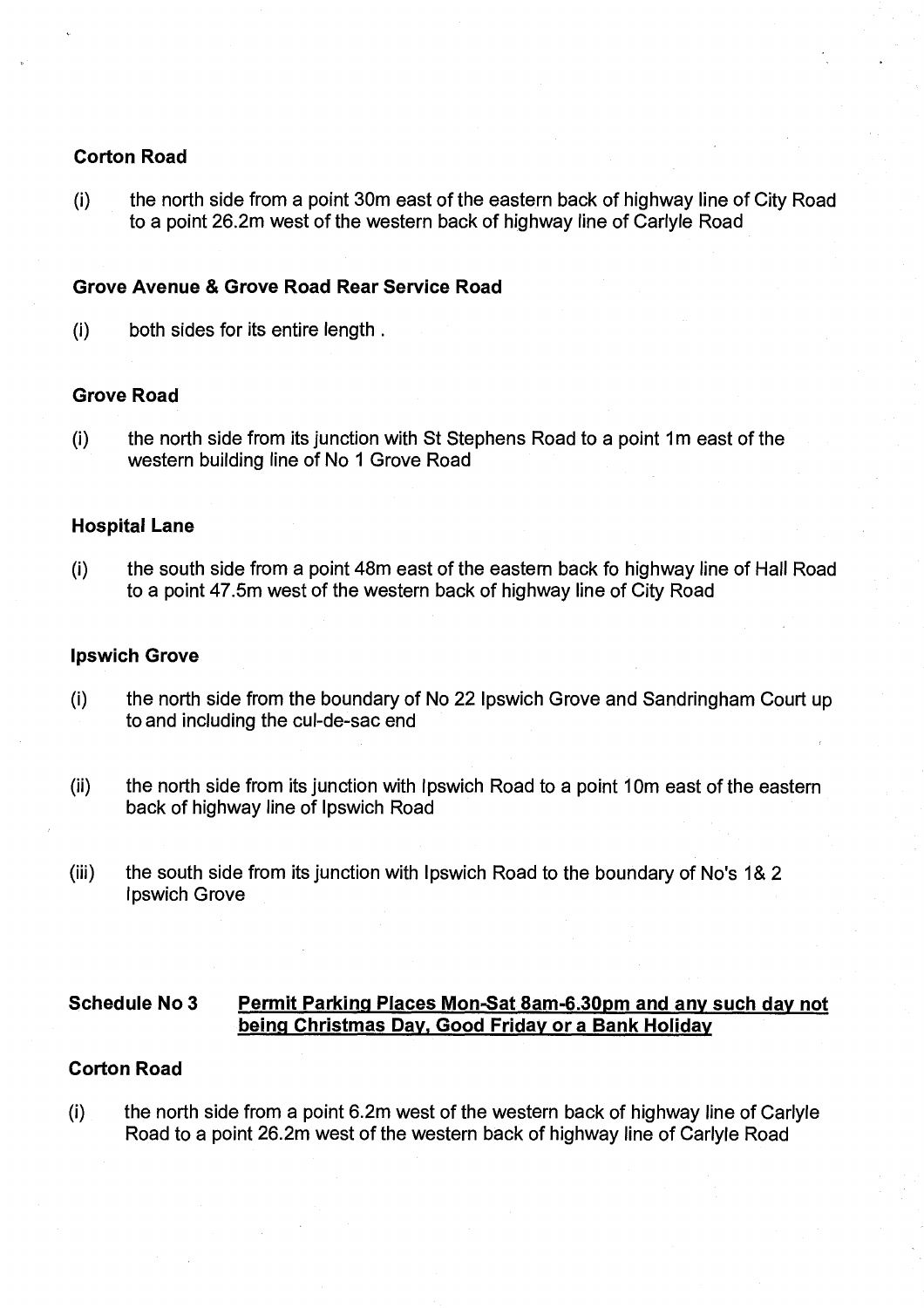**Corton Road**

(i) the north side from a point 30m east of the eastern back of highway line of City Road to a point 26.2m west of the western back of highway line of Carlyle Road

**Grove Avenue & Grove Road Rear Service Road**

(i) both sides for its entire length .

**Grove Road**

(i) the north side from its junction with St Stephens Road to a point 1m east of the western building line of No 1 Grove Road

**Hospital Lane**

(i) the south side from a point 48m east of the eastern back fo highway line of Hall Road to a point 47.5m west of the western back of highway line of City Road

**Ipswich Grove**

(i) the north side from the boundary of No 22 Ipswich Grove and Sandringham Court up to and including the cul-de-sac end

(ii) the north side from its junction with Ipswich Road to a point 10m east of the eastern back of highway line of Ipswich Road

(iii) the south side from its junction with Ipswich Road to the boundary of No's 1& 2 Ipswich Grove

**Schedule No 3** **<u>Permit Parking Places Mon-Sat 8am-6.30pm and any such day not being Christmas Day, Good Friday or a Bank Holiday</u>**

**Corton Road**

(i) the north side from a point 6.2m west of the western back of highway line of Carlyle Road to a point 26.2m west of the western back of highway line of Carlyle Road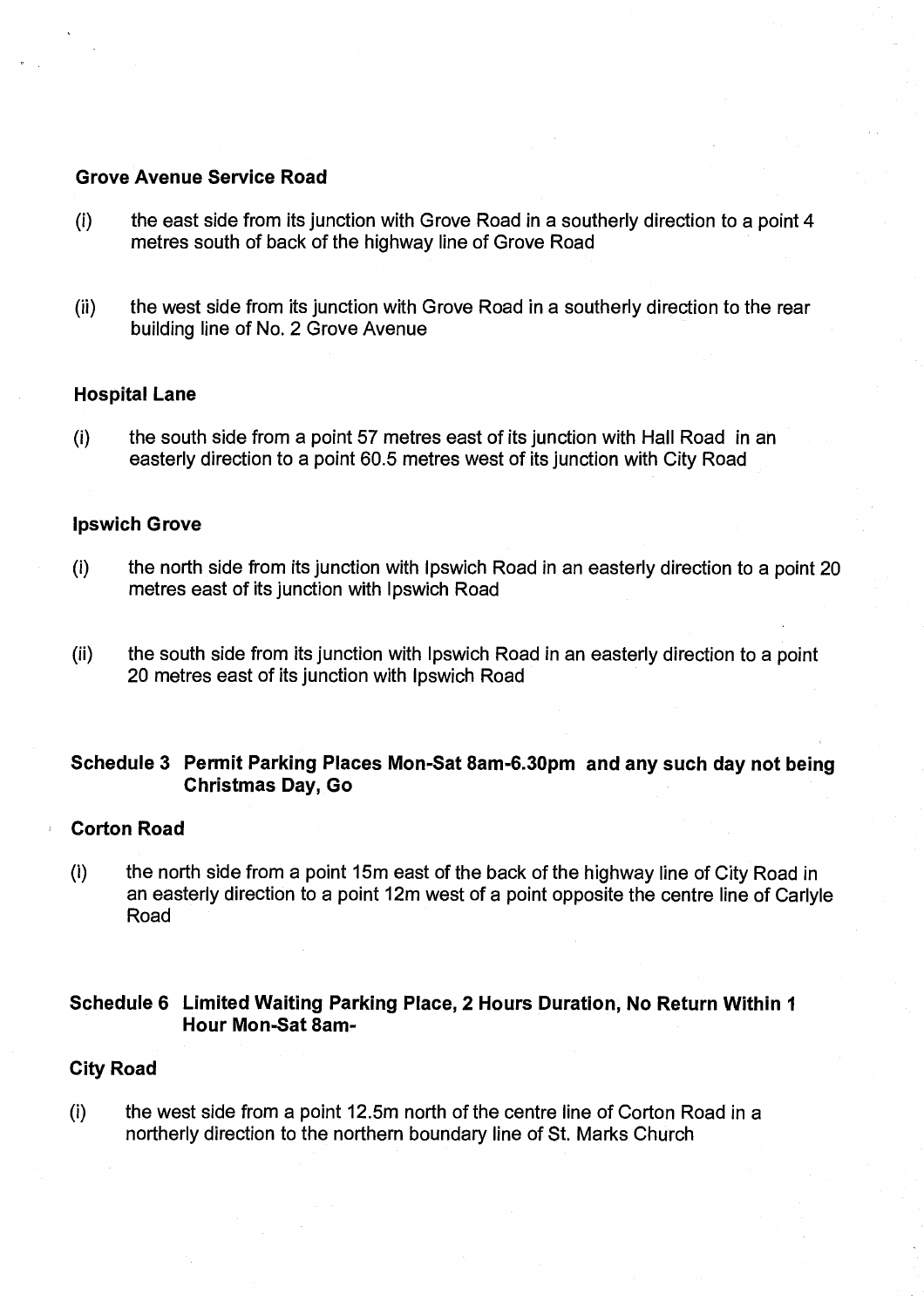**Grove Avenue Service Road**

(i) the east side from its junction with Grove Road in a southerly direction to a point 4 metres south of back of the highway line of Grove Road

(ii) the west side from its junction with Grove Road in a southerly direction to the rear building line of No. 2 Grove Avenue

**Hospital Lane**

(i) the south side from a point 57 metres east of its junction with Hall Road in an easterly direction to a point 60.5 metres west of its junction with City Road

**Ipswich Grove**

(i) the north side from its junction with Ipswich Road in an easterly direction to a point 20 metres east of its junction with Ipswich Road

(ii) the south side from its junction with Ipswich Road in an easterly direction to a point 20 metres east of its junction with Ipswich Road

## Schedule 3 Permit Parking Places Mon-Sat 8am-6.30pm and any such day not being Christmas Day, Go

**Corton Road**

(i) the north side from a point 15m east of the back of the highway line of City Road in an easterly direction to a point 12m west of a point opposite the centre line of Carlyle Road

## Schedule 6 Limited Waiting Parking Place, 2 Hours Duration, No Return Within 1 Hour Mon-Sat 8am-

**City Road**

(i) the west side from a point 12.5m north of the centre line of Corton Road in a northerly direction to the northern boundary line of St. Marks Church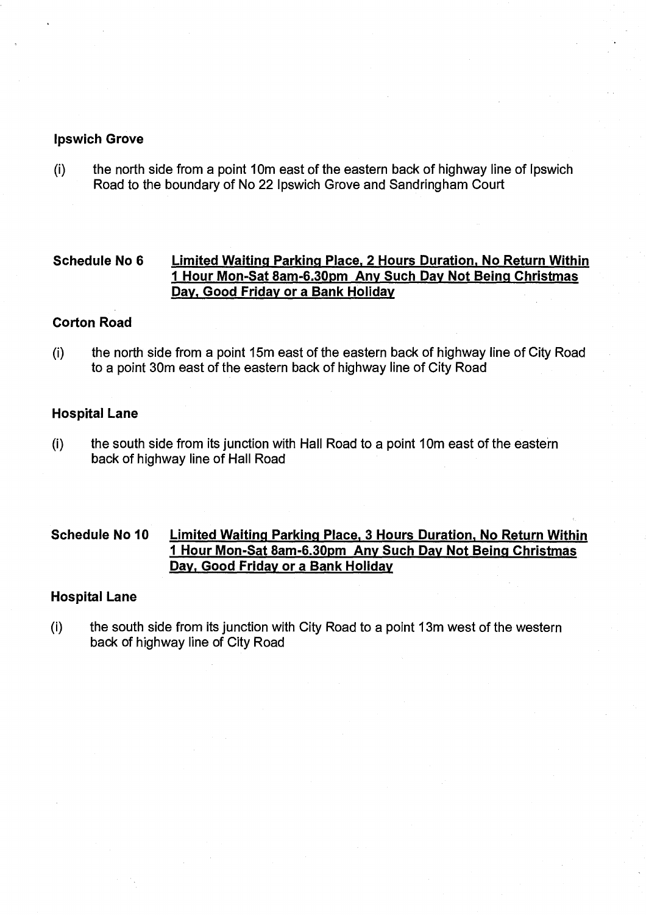**Ipswich Grove**

(i) the north side from a point 10m east of the eastern back of highway line of Ipswich Road to the boundary of No 22 Ipswich Grove and Sandringham Court

**Schedule No 6** **<u>Limited Waiting Parking Place, 2 Hours Duration, No Return Within 1 Hour Mon-Sat 8am-6.30pm Any Such Day Not Being Christmas Day, Good Friday or a Bank Holiday</u>**

**Corton Road**

(i) the north side from a point 15m east of the eastern back of highway line of City Road to a point 30m east of the eastern back of highway line of City Road

**Hospital Lane**

(i) the south side from its junction with Hall Road to a point 10m east of the eastern back of highway line of Hall Road

**Schedule No 10** **<u>Limited Waiting Parking Place, 3 Hours Duration, No Return Within 1 Hour Mon-Sat 8am-6.30pm Any Such Day Not Being Christmas Day, Good Friday or a Bank Holiday</u>**

**Hospital Lane**

(i) the south side from its junction with City Road to a point 13m west of the western back of highway line of City Road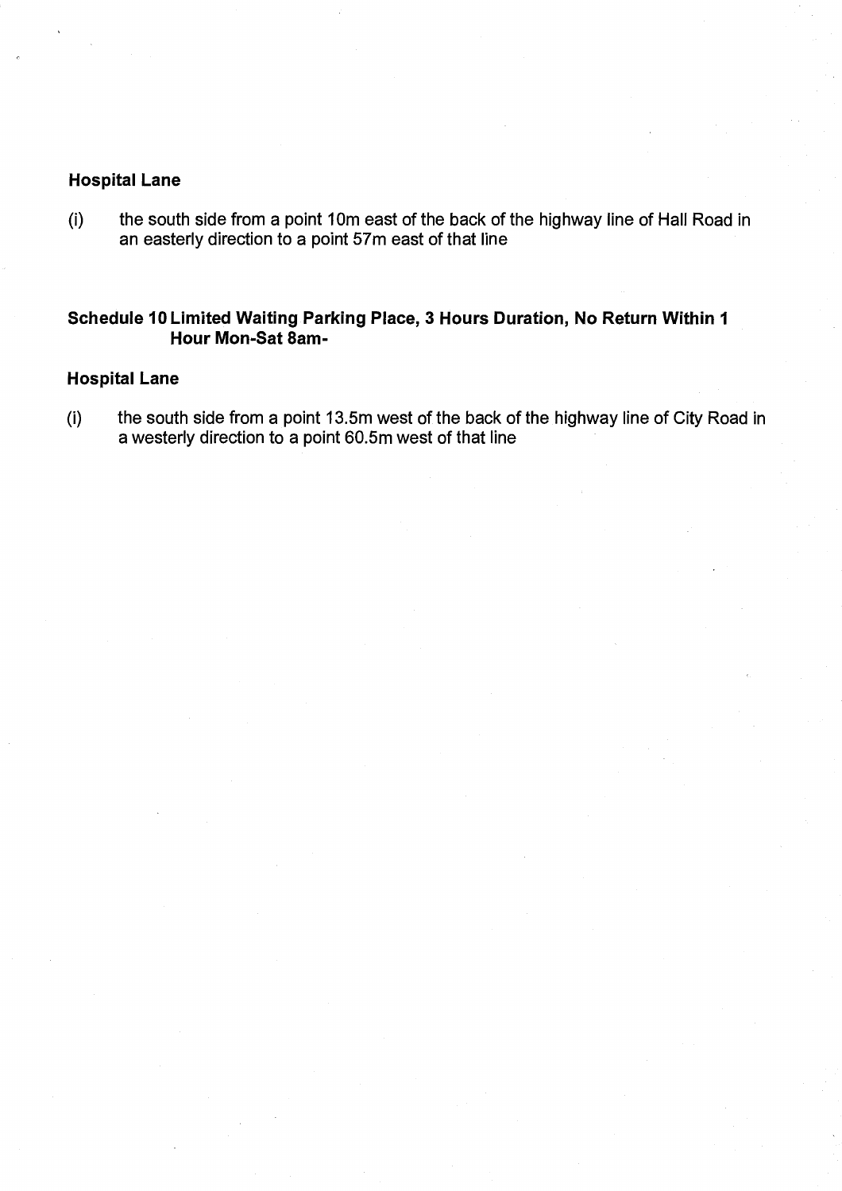**Hospital Lane**

(i) the south side from a point 10m east of the back of the highway line of Hall Road in an easterly direction to a point 57m east of that line

## Schedule 10 Limited Waiting Parking Place, 3 Hours Duration, No Return Within 1 Hour Mon-Sat 8am-

**Hospital Lane**

(i) the south side from a point 13.5m west of the back of the highway line of City Road in a westerly direction to a point 60.5m west of that line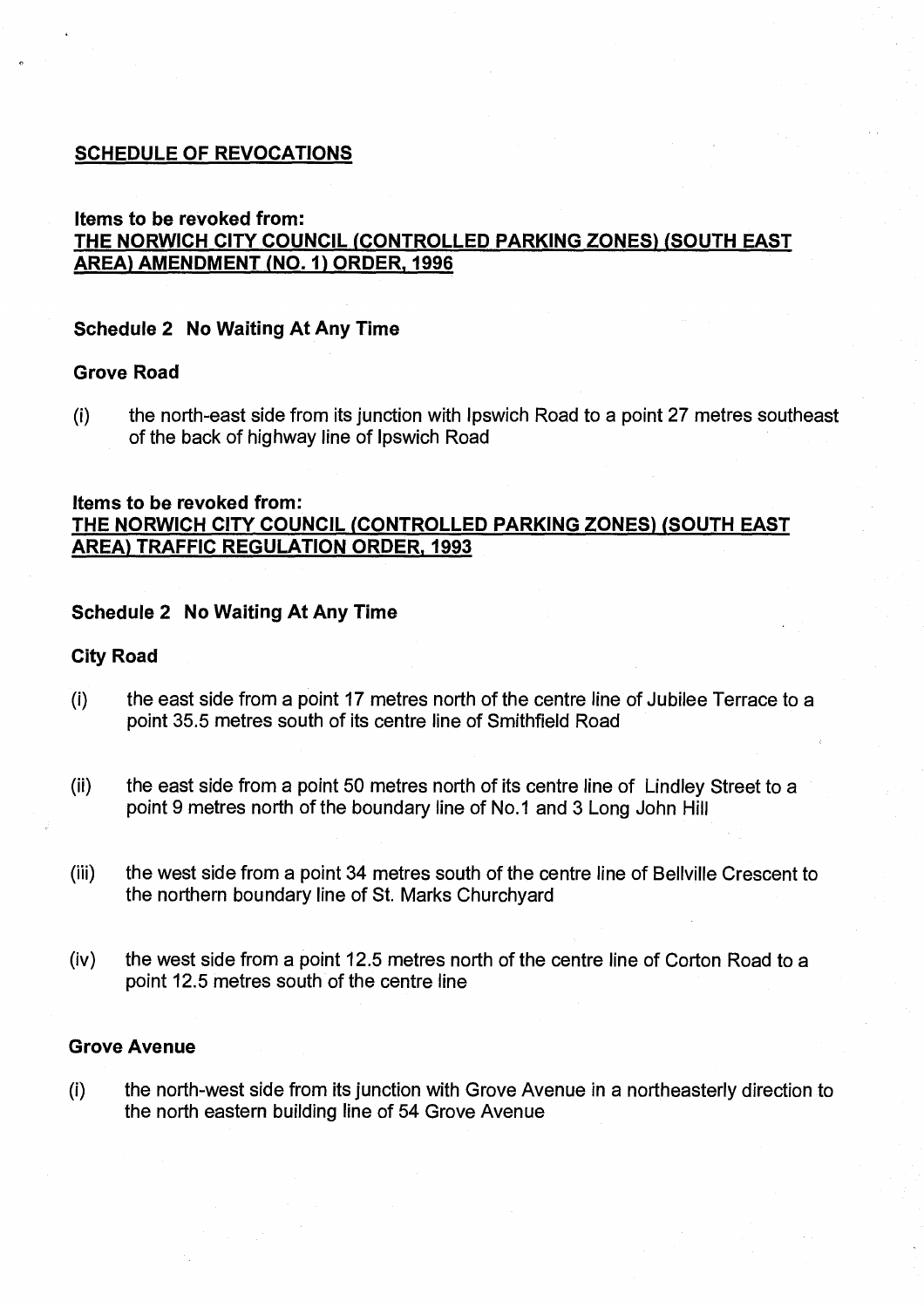## SCHEDULE OF REVOCATIONS

### Items to be revoked from:
### THE NORWICH CITY COUNCIL (CONTROLLED PARKING ZONES) (SOUTH EAST AREA) AMENDMENT (NO. 1) ORDER, 1996

**Schedule 2 No Waiting At Any Time**

**Grove Road**

(i) the north-east side from its junction with Ipswich Road to a point 27 metres southeast of the back of highway line of Ipswich Road

### Items to be revoked from:
### THE NORWICH CITY COUNCIL (CONTROLLED PARKING ZONES) (SOUTH EAST AREA) TRAFFIC REGULATION ORDER, 1993

**Schedule 2 No Waiting At Any Time**

**City Road**

(i) the east side from a point 17 metres north of the centre line of Jubilee Terrace to a point 35.5 metres south of its centre line of Smithfield Road

(ii) the east side from a point 50 metres north of its centre line of Lindley Street to a point 9 metres north of the boundary line of No.1 and 3 Long John Hill

(iii) the west side from a point 34 metres south of the centre line of Bellville Crescent to the northern boundary line of St. Marks Churchyard

(iv) the west side from a point 12.5 metres north of the centre line of Corton Road to a point 12.5 metres south of the centre line

**Grove Avenue**

(i) the north-west side from its junction with Grove Avenue in a northeasterly direction to the north eastern building line of 54 Grove Avenue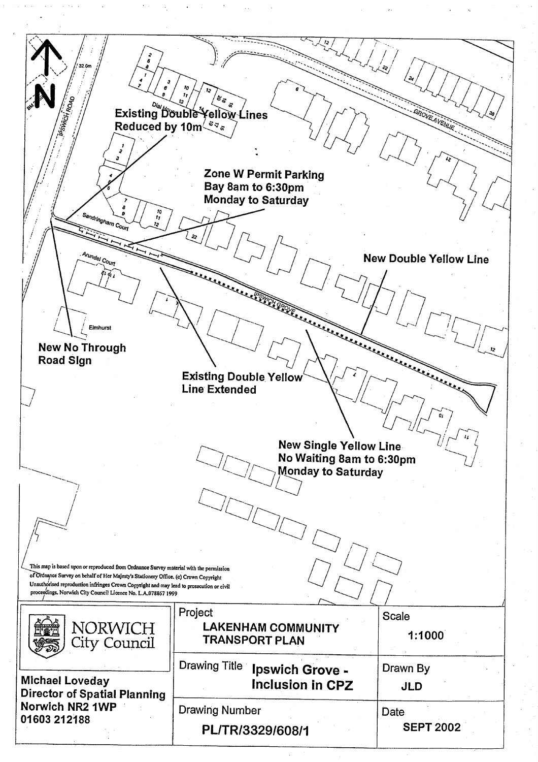**Existing Double Yellow Lines Reduced by 10m**

**Zone W Permit Parking Bay 8am to 6:30pm Monday to Saturday**

**New Double Yellow Line**

**New No Through Road Sign**

**Existing Double Yellow Line Extended**

**New Single Yellow Line No Waiting 8am to 6:30pm Monday to Saturday**

Ipswich Road

Sandringham Court

Arundel Court

Elmhurst

Ipswich Grove

Grove Avenue

Dial House

This map is based upon or reproduced from Ordnance Survey material with the permission of Ordnance Survey on behalf of Her Majesty's Stationery Office. (c) Crown Copyright Unauthorised reproduction infringes Crown Copyright and may lead to prosecution or civil proceedings. Norwich City Council Licence No. L.A.078867 1999

| NORWICH City Council | Project: **LAKENHAM COMMUNITY TRANSPORT PLAN** | Scale: **1:1000** |
|---|---|---|
| **Michael Loveday** **Director of Spatial Planning** **Norwich NR2 1WP** **01603 212188** | Drawing Title: **Ipswich Grove - Inclusion in CPZ** | Drawn By: **JLD** |
| | Drawing Number: **PL/TR/3329/608/1** | Date: **SEPT 2002** |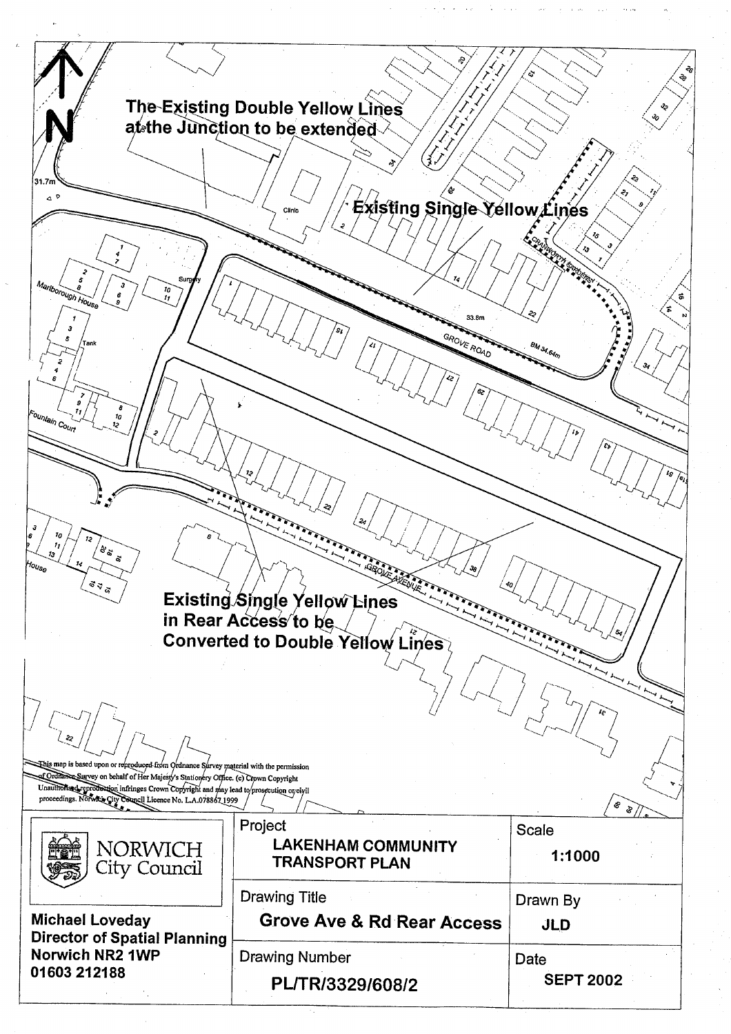The Existing Double Yellow Lines at the Junction to be extended

Existing Single Yellow Lines

Existing Single Yellow Lines in Rear Access to be Converted to Double Yellow Lines

This map is based upon or reproduced from Ordnance Survey material with the permission of Ordnance Survey on behalf of Her Majesty's Stationery Office. (c) Crown Copyright Unauthorised reproduction infringes Crown Copyright and may lead to prosecution or civil proceedings. Norwich City Council Licence No. L.A.078867 1999

| NORWICH City Council | Project: LAKENHAM COMMUNITY TRANSPORT PLAN | Scale: 1:1000 |
|---|---|---|
| Michael Loveday<br>Director of Spatial Planning<br>Norwich NR2 1WP<br>01603 212188 | Drawing Title: Grove Ave & Rd Rear Access | Drawn By: JLD |
| | Drawing Number: PL/TR/3329/608/2 | Date: SEPT 2002 |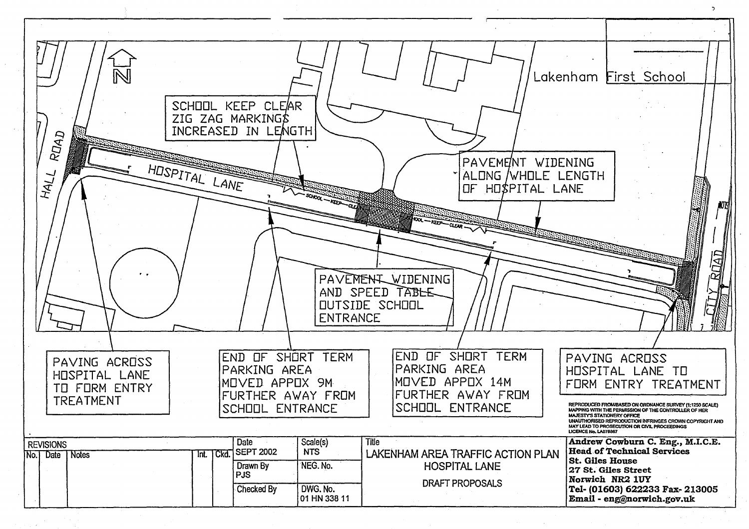Lakenham First School

HALL ROAD

HOSPITAL LANE

CITY ROAD

N

SCHOOL KEEP CLEAR ZIG ZAG MARKINGS INCREASED IN LENGTH

PAVEMENT WIDENING ALONG WHOLE LENGTH OF HOSPITAL LANE

PAVEMENT WIDENING AND SPEED TABLE OUTSIDE SCHOOL ENTRANCE

PAVING ACROSS HOSPITAL LANE TO FORM ENTRY TREATMENT

END OF SHORT TERM PARKING AREA MOVED APPOX 9M FURTHER AWAY FROM SCHOOL ENTRANCE

END OF SHORT TERM PARKING AREA MOVED APPOX 14M FURTHER AWAY FROM SCHOOL ENTRANCE

PAVING ACROSS HOSPITAL LANE TO FORM ENTRY TREATMENT

REPRODUCED FROM/BASED ON ORDNANCE SURVEY (1:1250 SCALE) MAPPING WITH THE PERMISSION OF THE CONTROLLER OF HER MAJESTY'S STATIONERY OFFICE
UNAUTHORISED REPRODUCTION INFRINGES CROWN COPYRIGHT AND MAY LEAD TO PROSECUTION OR CIVIL PROCEEDINGS
LICENCE No. LA078867

| REVISIONS | | | | | Date | Scale(s) | Title | |
|---|---|---|---|---|---|---|---|---|
| No. | Date | Notes | Int. | Ckd. | SEPT 2002 | NTS | LAKENHAM AREA TRAFFIC ACTION PLAN<br>HOSPITAL LANE<br>DRAFT PROPOSALS | **Andrew Cowburn C. Eng., M.I.C.E.**<br>**Head of Technical Services**<br>**St. Giles House**<br>**27 St. Giles Street**<br>**Norwich NR2 1UY**<br>**Tel- (01603) 622233 Fax- 213005**<br>**Email - eng@norwich.gov.uk** |
| | | | | | Drawn By<br>PJS | NEG. No. | | |
| | | | | | Checked By | DWG. No.<br>01 HN 338 11 | | |